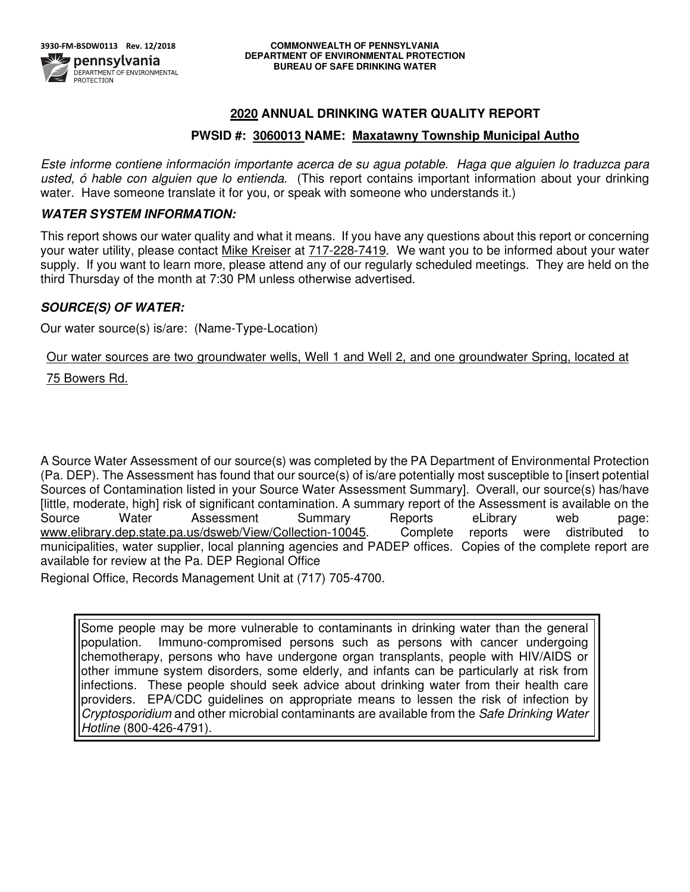3930-FM-BSDW0113 Rev. 12/2018

**COMMONWEALTH OF PENNSYLVANIA**
**DEPARTMENT OF ENVIRONMENTAL PROTECTION**
**BUREAU OF SAFE DRINKING WATER**

## 2020 ANNUAL DRINKING WATER QUALITY REPORT

### PWSID #: 3060013 NAME: Maxatawny Township Municipal Autho

*Este informe contiene información importante acerca de su agua potable. Haga que alguien lo traduzca para usted, ó hable con alguien que lo entienda.* (This report contains important information about your drinking water. Have someone translate it for you, or speak with someone who understands it.)

### *WATER SYSTEM INFORMATION:*

This report shows our water quality and what it means. If you have any questions about this report or concerning your water utility, please contact Mike Kreiser at 717-228-7419. We want you to be informed about your water supply. If you want to learn more, please attend any of our regularly scheduled meetings. They are held on the third Thursday of the month at 7:30 PM unless otherwise advertised.

### *SOURCE(S) OF WATER:*

Our water source(s) is/are: (Name-Type-Location)

Our water sources are two groundwater wells, Well 1 and Well 2, and one groundwater Spring, located at 75 Bowers Rd.

A Source Water Assessment of our source(s) was completed by the PA Department of Environmental Protection (Pa. DEP). The Assessment has found that our source(s) of is/are potentially most susceptible to [insert potential Sources of Contamination listed in your Source Water Assessment Summary]. Overall, our source(s) has/have [little, moderate, high] risk of significant contamination. A summary report of the Assessment is available on the Source Water Assessment Summary Reports eLibrary web page: www.elibrary.dep.state.pa.us/dsweb/View/Collection-10045. Complete reports were distributed to municipalities, water supplier, local planning agencies and PADEP offices. Copies of the complete report are available for review at the Pa. DEP Regional Office

Regional Office, Records Management Unit at (717) 705-4700.

> Some people may be more vulnerable to contaminants in drinking water than the general population. Immuno-compromised persons such as persons with cancer undergoing chemotherapy, persons who have undergone organ transplants, people with HIV/AIDS or other immune system disorders, some elderly, and infants can be particularly at risk from infections. These people should seek advice about drinking water from their health care providers. EPA/CDC guidelines on appropriate means to lessen the risk of infection by *Cryptosporidium* and other microbial contaminants are available from the *Safe Drinking Water Hotline* (800-426-4791).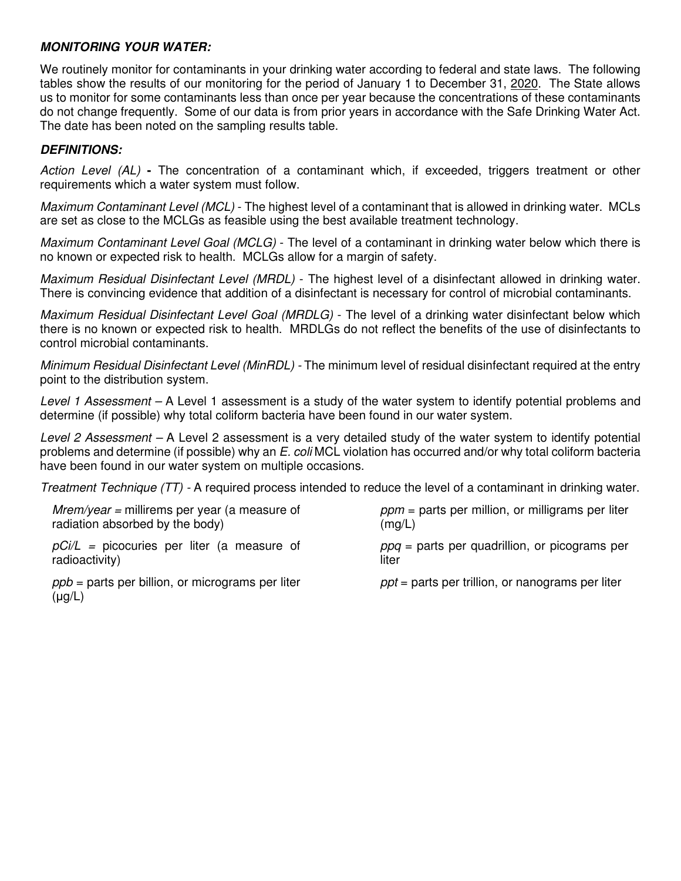### ***MONITORING YOUR WATER:***

We routinely monitor for contaminants in your drinking water according to federal and state laws. The following tables show the results of our monitoring for the period of January 1 to December 31, 2020. The State allows us to monitor for some contaminants less than once per year because the concentrations of these contaminants do not change frequently. Some of our data is from prior years in accordance with the Safe Drinking Water Act. The date has been noted on the sampling results table.

### ***DEFINITIONS:***

*Action Level (AL)* **-** The concentration of a contaminant which, if exceeded, triggers treatment or other requirements which a water system must follow.

*Maximum Contaminant Level (MCL)* - The highest level of a contaminant that is allowed in drinking water. MCLs are set as close to the MCLGs as feasible using the best available treatment technology.

*Maximum Contaminant Level Goal (MCLG)* - The level of a contaminant in drinking water below which there is no known or expected risk to health. MCLGs allow for a margin of safety.

*Maximum Residual Disinfectant Level (MRDL)* - The highest level of a disinfectant allowed in drinking water. There is convincing evidence that addition of a disinfectant is necessary for control of microbial contaminants.

*Maximum Residual Disinfectant Level Goal (MRDLG)* - The level of a drinking water disinfectant below which there is no known or expected risk to health. MRDLGs do not reflect the benefits of the use of disinfectants to control microbial contaminants.

*Minimum Residual Disinfectant Level (MinRDL)* - The minimum level of residual disinfectant required at the entry point to the distribution system.

*Level 1 Assessment* – A Level 1 assessment is a study of the water system to identify potential problems and determine (if possible) why total coliform bacteria have been found in our water system.

*Level 2 Assessment* – A Level 2 assessment is a very detailed study of the water system to identify potential problems and determine (if possible) why an *E. coli* MCL violation has occurred and/or why total coliform bacteria have been found in our water system on multiple occasions.

*Treatment Technique (TT)* - A required process intended to reduce the level of a contaminant in drinking water.

*Mrem/year* = millirems per year (a measure of radiation absorbed by the body)

*pCi/L* = picocuries per liter (a measure of radioactivity)

*ppb* = parts per billion, or micrograms per liter (µg/L)

*ppm* = parts per million, or milligrams per liter (mg/L)

*ppq* = parts per quadrillion, or picograms per liter

*ppt* = parts per trillion, or nanograms per liter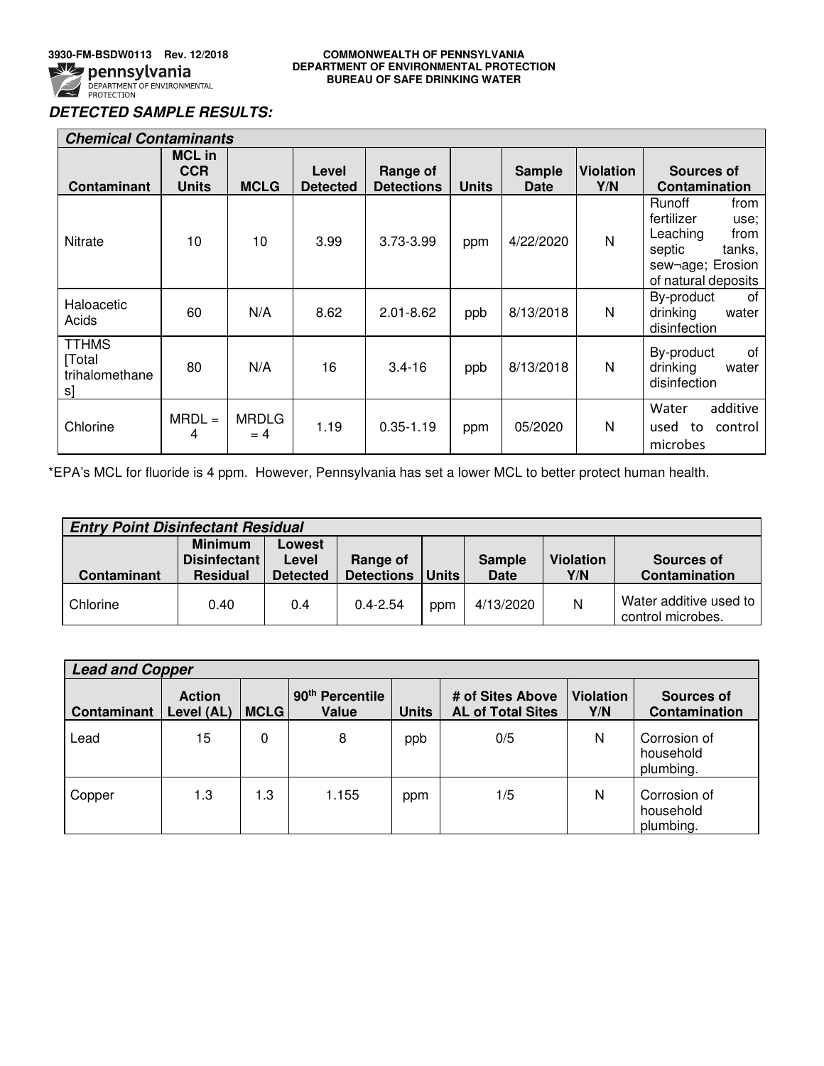COMMONWEALTH OF PENNSYLVANIA
DEPARTMENT OF ENVIRONMENTAL PROTECTION
BUREAU OF SAFE DRINKING WATER

***DETECTED SAMPLE RESULTS:***

| *Chemical Contaminants* | | | | | | | | |
|---|---|---|---|---|---|---|---|---|
| **Contaminant** | **MCL in CCR Units** | **MCLG** | **Level Detected** | **Range of Detections** | **Units** | **Sample Date** | **Violation Y/N** | **Sources of Contamination** |
| Nitrate | 10 | 10 | 3.99 | 3.73-3.99 | ppm | 4/22/2020 | N | Runoff from fertilizer use; Leaching from septic tanks, sew¬age; Erosion of natural deposits |
| Haloacetic Acids | 60 | N/A | 8.62 | 2.01-8.62 | ppb | 8/13/2018 | N | By-product of drinking water disinfection |
| TTHMS [Total trihalomethanes] | 80 | N/A | 16 | 3.4-16 | ppb | 8/13/2018 | N | By-product of drinking water disinfection |
| Chlorine | MRDL = 4 | MRDLG = 4 | 1.19 | 0.35-1.19 | ppm | 05/2020 | N | Water additive used to control microbes |

*EPA's MCL for fluoride is 4 ppm. However, Pennsylvania has set a lower MCL to better protect human health.

| *Entry Point Disinfectant Residual* | | | | | | | |
|---|---|---|---|---|---|---|---|
| **Contaminant** | **Minimum Disinfectant Residual** | **Lowest Level Detected** | **Range of Detections** | **Units** | **Sample Date** | **Violation Y/N** | **Sources of Contamination** |
| Chlorine | 0.40 | 0.4 | 0.4-2.54 | ppm | 4/13/2020 | N | Water additive used to control microbes. |

| *Lead and Copper* | | | | | | | |
|---|---|---|---|---|---|---|---|
| **Contaminant** | **Action Level (AL)** | **MCLG** | **90th Percentile Value** | **Units** | **# of Sites Above AL of Total Sites** | **Violation Y/N** | **Sources of Contamination** |
| Lead | 15 | 0 | 8 | ppb | 0/5 | N | Corrosion of household plumbing. |
| Copper | 1.3 | 1.3 | 1.155 | ppm | 1/5 | N | Corrosion of household plumbing. |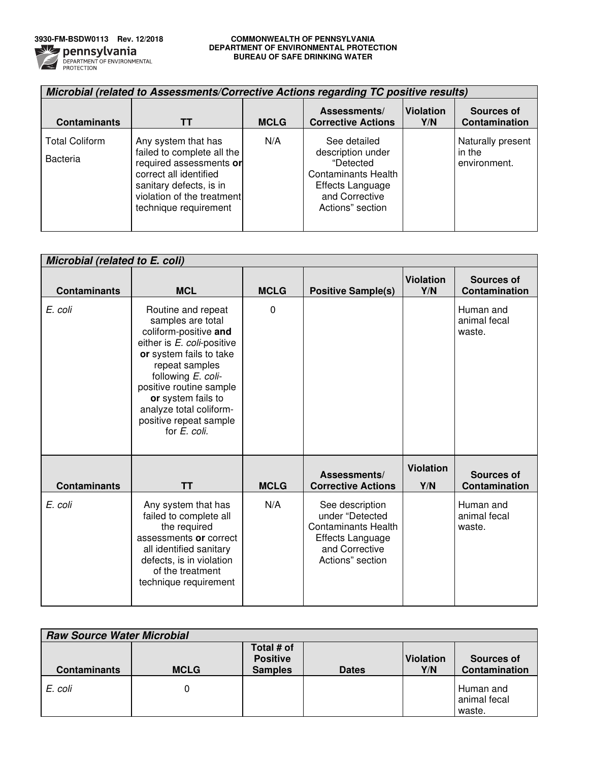| ***Microbial (related to Assessments/Corrective Actions regarding TC positive results)*** | | | | | |
|---|---|---|---|---|---|
| **Contaminants** | **TT** | **MCLG** | **Assessments/ Corrective Actions** | **Violation Y/N** | **Sources of Contamination** |
| Total Coliform Bacteria | Any system that has failed to complete all the required assessments **or** correct all identified sanitary defects, is in violation of the treatment technique requirement | N/A | See detailed description under "Detected Contaminants Health Effects Language and Corrective Actions" section | | Naturally present in the environment. |

| ***Microbial (related to E. coli)*** | | | | | |
|---|---|---|---|---|---|
| **Contaminants** | **MCL** | **MCLG** | **Positive Sample(s)** | **Violation Y/N** | **Sources of Contamination** |
| *E. coli* | Routine and repeat samples are total coliform-positive **and** either is *E. coli*-positive **or** system fails to take repeat samples following *E. coli*-positive routine sample **or** system fails to analyze total coliform-positive repeat sample for *E. coli.* | 0 | | | Human and animal fecal waste. |
| **Contaminants** | **TT** | **MCLG** | **Assessments/ Corrective Actions** | **Violation Y/N** | **Sources of Contamination** |
| *E. coli* | Any system that has failed to complete all the required assessments **or** correct all identified sanitary defects, is in violation of the treatment technique requirement | N/A | See description under "Detected Contaminants Health Effects Language and Corrective Actions" section | | Human and animal fecal waste. |

| ***Raw Source Water Microbial*** | | | | | |
|---|---|---|---|---|---|
| **Contaminants** | **MCLG** | **Total # of Positive Samples** | **Dates** | **Violation Y/N** | **Sources of Contamination** |
| *E. coli* | 0 | | | | Human and animal fecal waste. |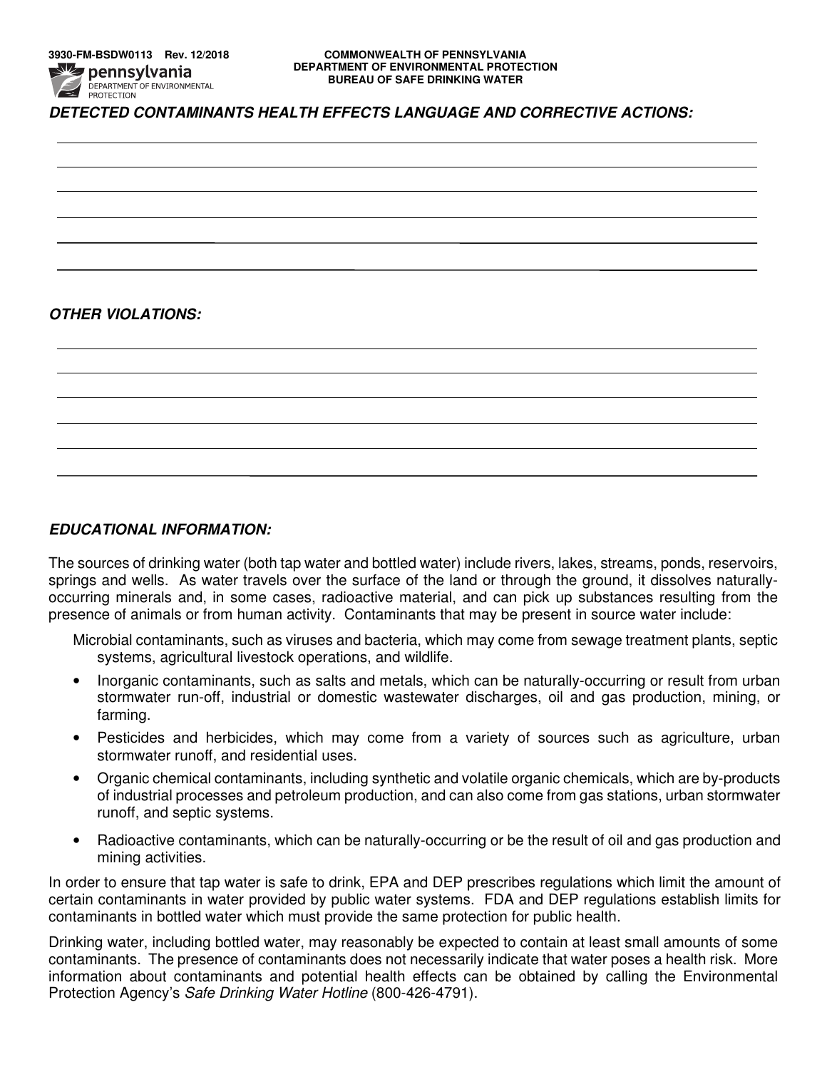3930-FM-BSDW0113 Rev. 12/2018

COMMONWEALTH OF PENNSYLVANIA
DEPARTMENT OF ENVIRONMENTAL PROTECTION
BUREAU OF SAFE DRINKING WATER

***DETECTED CONTAMINANTS HEALTH EFFECTS LANGUAGE AND CORRECTIVE ACTIONS:***

***OTHER VIOLATIONS:***

***EDUCATIONAL INFORMATION:***

The sources of drinking water (both tap water and bottled water) include rivers, lakes, streams, ponds, reservoirs, springs and wells. As water travels over the surface of the land or through the ground, it dissolves naturally-occurring minerals and, in some cases, radioactive material, and can pick up substances resulting from the presence of animals or from human activity. Contaminants that may be present in source water include:

Microbial contaminants, such as viruses and bacteria, which may come from sewage treatment plants, septic systems, agricultural livestock operations, and wildlife.

- Inorganic contaminants, such as salts and metals, which can be naturally-occurring or result from urban stormwater run-off, industrial or domestic wastewater discharges, oil and gas production, mining, or farming.
- Pesticides and herbicides, which may come from a variety of sources such as agriculture, urban stormwater runoff, and residential uses.
- Organic chemical contaminants, including synthetic and volatile organic chemicals, which are by-products of industrial processes and petroleum production, and can also come from gas stations, urban stormwater runoff, and septic systems.
- Radioactive contaminants, which can be naturally-occurring or be the result of oil and gas production and mining activities.

In order to ensure that tap water is safe to drink, EPA and DEP prescribes regulations which limit the amount of certain contaminants in water provided by public water systems. FDA and DEP regulations establish limits for contaminants in bottled water which must provide the same protection for public health.

Drinking water, including bottled water, may reasonably be expected to contain at least small amounts of some contaminants. The presence of contaminants does not necessarily indicate that water poses a health risk. More information about contaminants and potential health effects can be obtained by calling the Environmental Protection Agency's *Safe Drinking Water Hotline* (800-426-4791).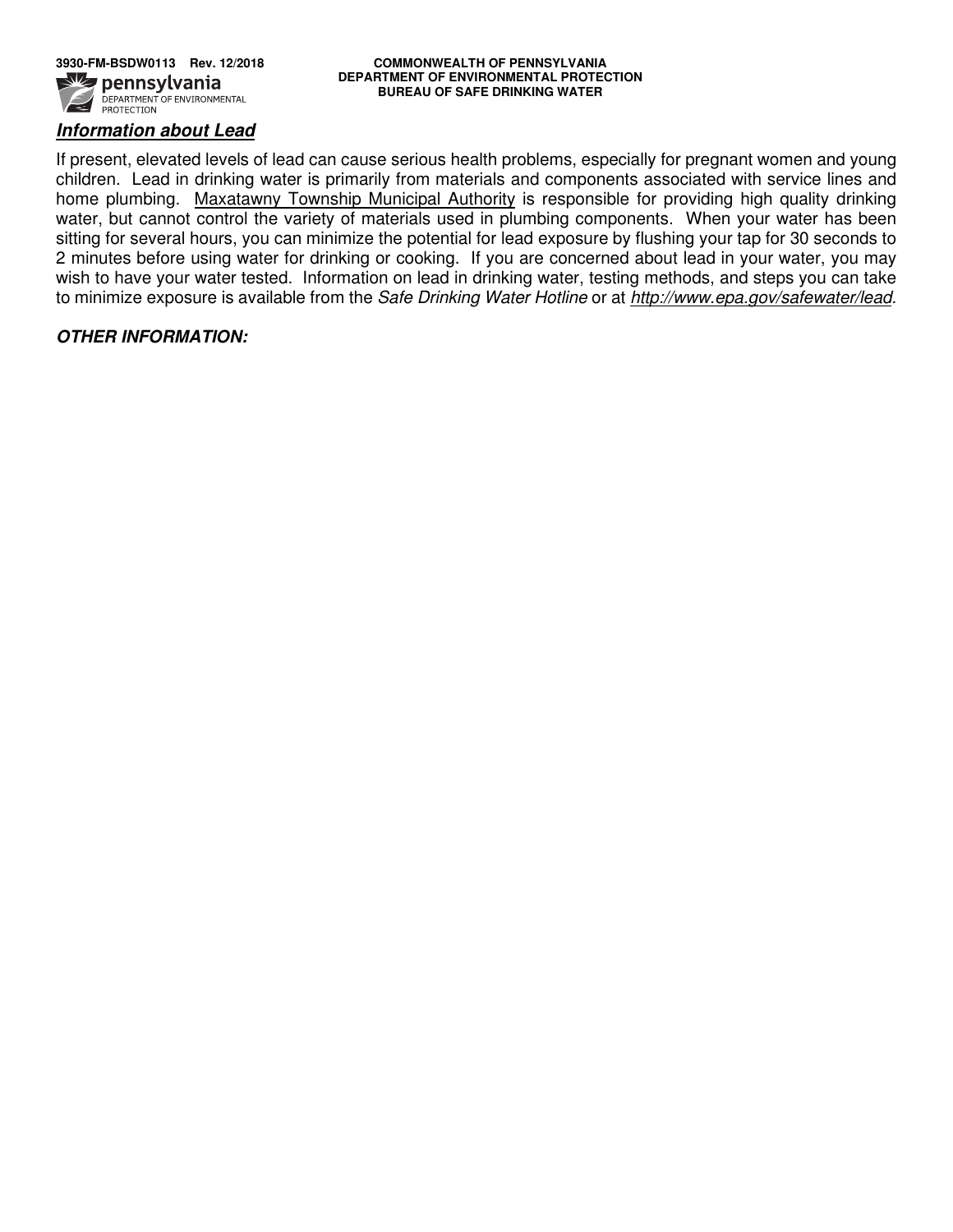## ***Information about Lead***

If present, elevated levels of lead can cause serious health problems, especially for pregnant women and young children. Lead in drinking water is primarily from materials and components associated with service lines and home plumbing. Maxatawny Township Municipal Authority is responsible for providing high quality drinking water, but cannot control the variety of materials used in plumbing components. When your water has been sitting for several hours, you can minimize the potential for lead exposure by flushing your tap for 30 seconds to 2 minutes before using water for drinking or cooking. If you are concerned about lead in your water, you may wish to have your water tested. Information on lead in drinking water, testing methods, and steps you can take to minimize exposure is available from the *Safe Drinking Water Hotline* or at *http://www.epa.gov/safewater/lead*.

### ***OTHER INFORMATION:***